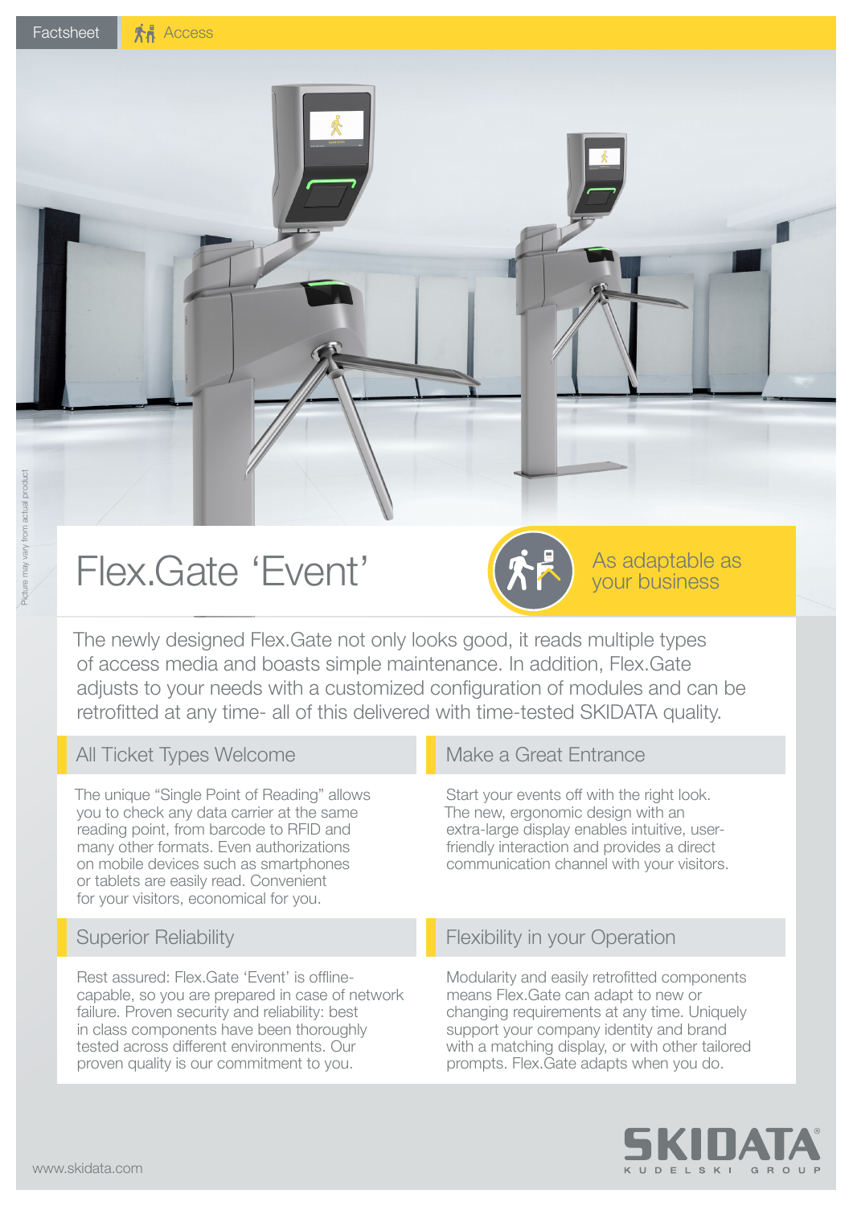Factsheet | Access

Picture may vary from actual product

# Flex.Gate 'Event'

As adaptable as your business

The newly designed Flex.Gate not only looks good, it reads multiple types of access media and boasts simple maintenance. In addition, Flex.Gate adjusts to your needs with a customized configuration of modules and can be retrofitted at any time- all of this delivered with time-tested SKIDATA quality.

## All Ticket Types Welcome

The unique "Single Point of Reading" allows you to check any data carrier at the same reading point, from barcode to RFID and many other formats. Even authorizations on mobile devices such as smartphones or tablets are easily read. Convenient for your visitors, economical for you.

## Make a Great Entrance

Start your events off with the right look. The new, ergonomic design with an extra-large display enables intuitive, user-friendly interaction and provides a direct communication channel with your visitors.

## Superior Reliability

Rest assured: Flex.Gate 'Event' is offline-capable, so you are prepared in case of network failure. Proven security and reliability: best in class components have been thoroughly tested across different environments. Our proven quality is our commitment to you.

## Flexibility in your Operation

Modularity and easily retrofitted components means Flex.Gate can adapt to new or changing requirements at any time. Uniquely support your company identity and brand with a matching display, or with other tailored prompts. Flex.Gate adapts when you do.

www.skidata.com

SKIDATA® KUDELSKI GROUP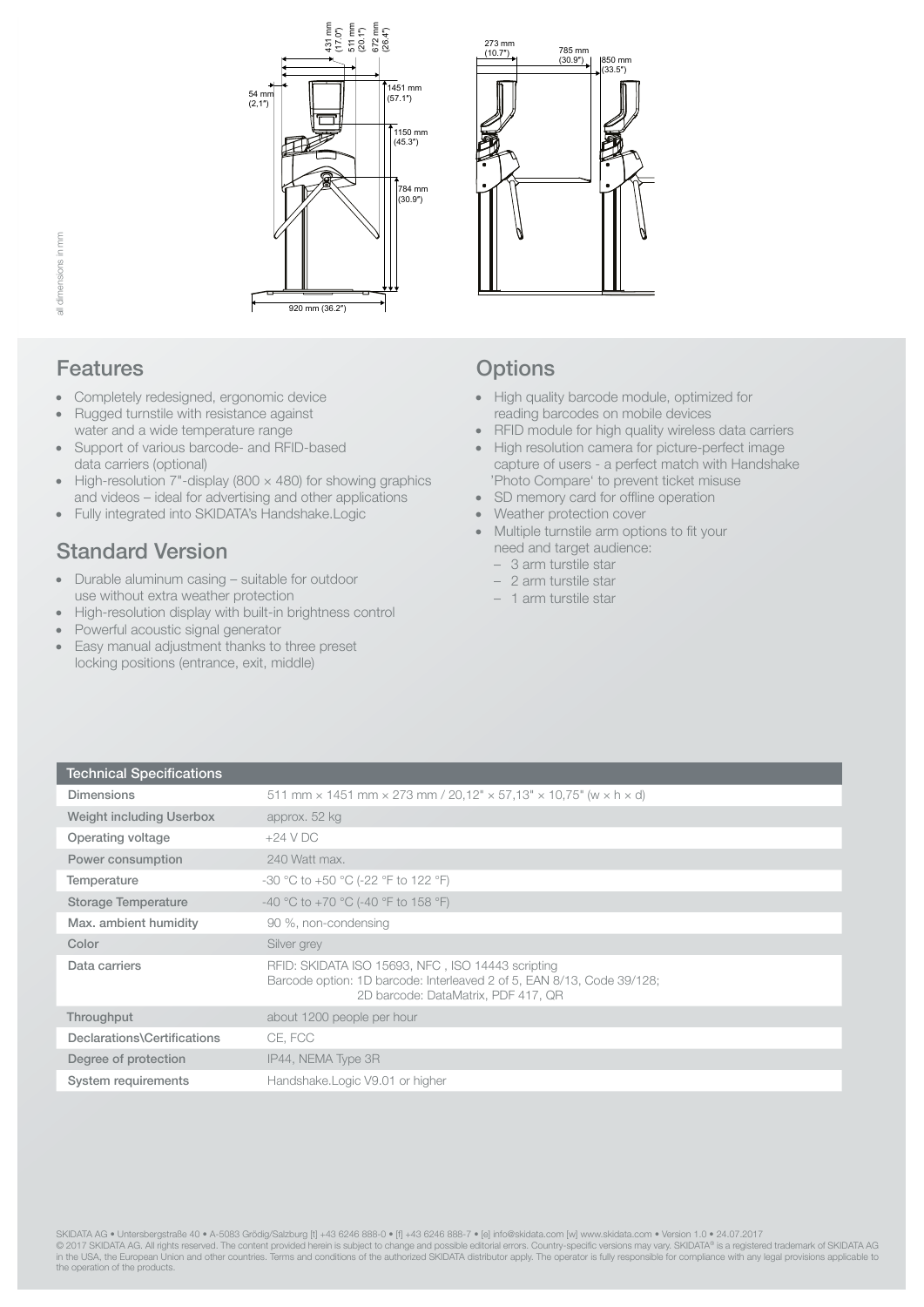431 mm (17.0")
511 mm (20.1")
672 mm (26.4")
54 mm (2.1")
1451 mm (57.1")
1150 mm (45.3")
784 mm (30.9")
920 mm (36.2")
273 mm (10.7")
785 mm (30.9")
850 mm (33.5")

all dimensions in mm

## Features

- Completely redesigned, ergonomic device
- Rugged turnstile with resistance against water and a wide temperature range
- Support of various barcode- and RFID-based data carriers (optional)
- High-resolution 7"-display (800 × 480) for showing graphics and videos – ideal for advertising and other applications
- Fully integrated into SKIDATA's Handshake.Logic

## Standard Version

- Durable aluminum casing – suitable for outdoor use without extra weather protection
- High-resolution display with built-in brightness control
- Powerful acoustic signal generator
- Easy manual adjustment thanks to three preset locking positions (entrance, exit, middle)

## Options

- High quality barcode module, optimized for reading barcodes on mobile devices
- RFID module for high quality wireless data carriers
- High resolution camera for picture-perfect image capture of users - a perfect match with Handshake 'Photo Compare' to prevent ticket misuse
- SD memory card for offline operation
- Weather protection cover
- Multiple turnstile arm options to fit your need and target audience:
  - 3 arm turstile star
  - 2 arm turstile star
  - 1 arm turstile star

| Technical Specifications | |
|---|---|
| Dimensions | 511 mm × 1451 mm × 273 mm / 20,12" × 57,13" × 10,75" (w × h × d) |
| Weight including Userbox | approx. 52 kg |
| Operating voltage | +24 V DC |
| Power consumption | 240 Watt max. |
| Temperature | -30 °C to +50 °C (-22 °F to 122 °F) |
| Storage Temperature | -40 °C to +70 °C (-40 °F to 158 °F) |
| Max. ambient humidity | 90 %, non-condensing |
| Color | Silver grey |
| Data carriers | RFID: SKIDATA ISO 15693, NFC , ISO 14443 scripting<br>Barcode option: 1D barcode: Interleaved 2 of 5, EAN 8/13, Code 39/128;<br>2D barcode: DataMatrix, PDF 417, QR |
| Throughput | about 1200 people per hour |
| Declarations\Certifications | CE, FCC |
| Degree of protection | IP44, NEMA Type 3R |
| System requirements | Handshake.Logic V9.01 or higher |

SKIDATA AG • Untersbergstraße 40 • A-5083 Grödig/Salzburg [t] +43 6246 888-0 • [f] +43 6246 888-7 • [e] info@skidata.com [w] www.skidata.com • Version 1.0 • 24.07.2017
© 2017 SKIDATA AG. All rights reserved. The content provided herein is subject to change and possible editorial errors. Country-specific versions may vary. SKIDATA® is a registered trademark of SKIDATA AG in the USA, the European Union and other countries. Terms and conditions of the authorized SKIDATA distributor apply. The operator is fully responsible for compliance with any legal provisions applicable to the operation of the products.